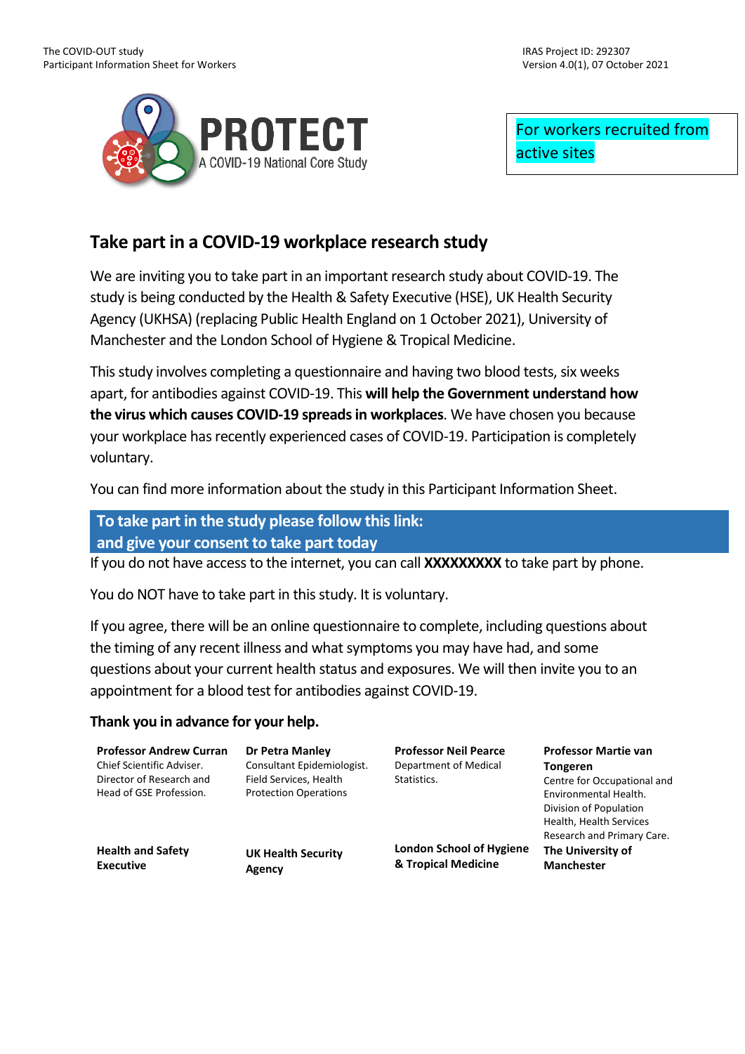PROTECT
A COVID-19 National Core Study

For workers recruited from active sites

## Take part in a COVID-19 workplace research study

We are inviting you to take part in an important research study about COVID-19. The study is being conducted by the Health & Safety Executive (HSE), UK Health Security Agency (UKHSA) (replacing Public Health England on 1 October 2021), University of Manchester and the London School of Hygiene & Tropical Medicine.

This study involves completing a questionnaire and having two blood tests, six weeks apart, for antibodies against COVID-19. This **will help the Government understand how the virus which causes COVID-19 spreads in workplaces**. We have chosen you because your workplace has recently experienced cases of COVID-19. Participation is completely voluntary.

You can find more information about the study in this Participant Information Sheet.

**To take part in the study please follow this link:**
**and give your consent to take part today**

If you do not have access to the internet, you can call **XXXXXXXXX** to take part by phone.

You do NOT have to take part in this study. It is voluntary.

If you agree, there will be an online questionnaire to complete, including questions about the timing of any recent illness and what symptoms you may have had, and some questions about your current health status and exposures. We will then invite you to an appointment for a blood test for antibodies against COVID-19.

**Thank you in advance for your help.**

**Professor Andrew Curran**
Chief Scientific Adviser.
Director of Research and Head of GSE Profession.
**Health and Safety Executive**

**Dr Petra Manley**
Consultant Epidemiologist.
Field Services, Health Protection Operations
**UK Health Security Agency**

**Professor Neil Pearce**
Department of Medical Statistics.
**London School of Hygiene & Tropical Medicine**

**Professor Martie van Tongeren**
Centre for Occupational and Environmental Health.
Division of Population Health, Health Services Research and Primary Care.
**The University of Manchester**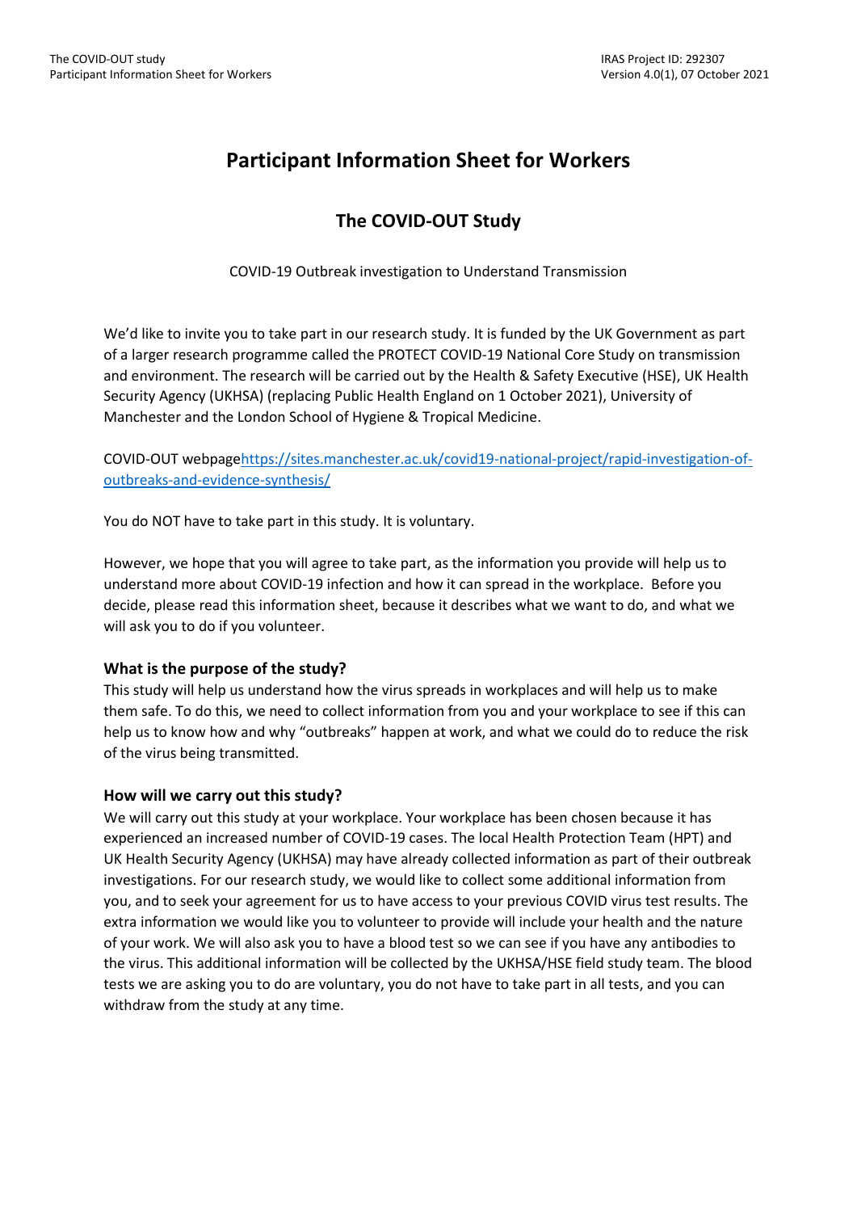# Participant Information Sheet for Workers

## The COVID-OUT Study

COVID-19 Outbreak investigation to Understand Transmission

We'd like to invite you to take part in our research study. It is funded by the UK Government as part of a larger research programme called the PROTECT COVID-19 National Core Study on transmission and environment. The research will be carried out by the Health & Safety Executive (HSE), UK Health Security Agency (UKHSA) (replacing Public Health England on 1 October 2021), University of Manchester and the London School of Hygiene & Tropical Medicine.

COVID-OUT webpage[https://sites.manchester.ac.uk/covid19-national-project/rapid-investigation-of-outbreaks-and-evidence-synthesis/](https://sites.manchester.ac.uk/covid19-national-project/rapid-investigation-of-outbreaks-and-evidence-synthesis/)

You do NOT have to take part in this study. It is voluntary.

However, we hope that you will agree to take part, as the information you provide will help us to understand more about COVID-19 infection and how it can spread in the workplace. Before you decide, please read this information sheet, because it describes what we want to do, and what we will ask you to do if you volunteer.

### What is the purpose of the study?

This study will help us understand how the virus spreads in workplaces and will help us to make them safe. To do this, we need to collect information from you and your workplace to see if this can help us to know how and why "outbreaks" happen at work, and what we could do to reduce the risk of the virus being transmitted.

### How will we carry out this study?

We will carry out this study at your workplace. Your workplace has been chosen because it has experienced an increased number of COVID-19 cases. The local Health Protection Team (HPT) and UK Health Security Agency (UKHSA) may have already collected information as part of their outbreak investigations. For our research study, we would like to collect some additional information from you, and to seek your agreement for us to have access to your previous COVID virus test results. The extra information we would like you to volunteer to provide will include your health and the nature of your work. We will also ask you to have a blood test so we can see if you have any antibodies to the virus. This additional information will be collected by the UKHSA/HSE field study team. The blood tests we are asking you to do are voluntary, you do not have to take part in all tests, and you can withdraw from the study at any time.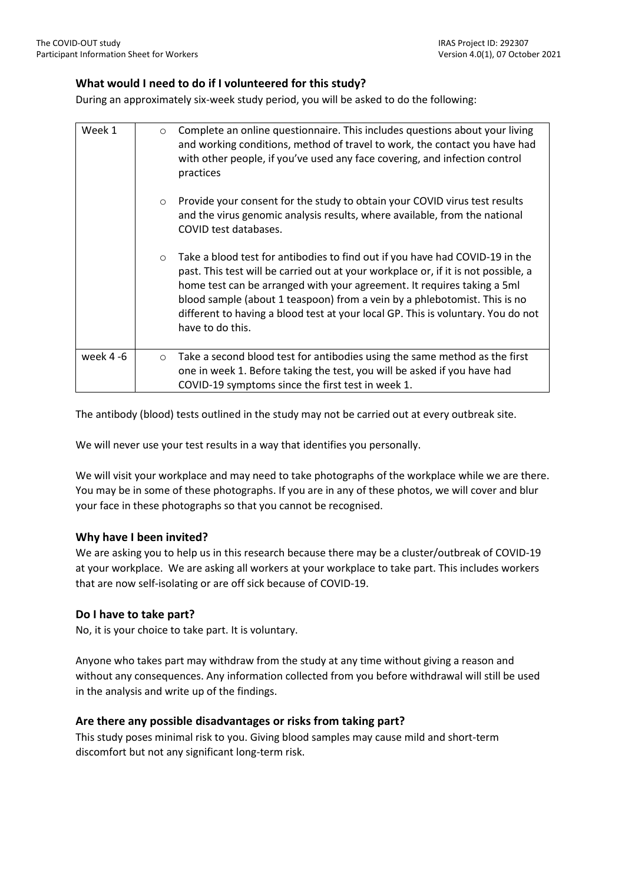### What would I need to do if I volunteered for this study?

During an approximately six-week study period, you will be asked to do the following:

| Week | Activities |
|---|---|
| Week 1 | ○ Complete an online questionnaire. This includes questions about your living and working conditions, method of travel to work, the contact you have had with other people, if you've used any face covering, and infection control practices<br><br>○ Provide your consent for the study to obtain your COVID virus test results and the virus genomic analysis results, where available, from the national COVID test databases.<br><br>○ Take a blood test for antibodies to find out if you have had COVID-19 in the past. This test will be carried out at your workplace or, if it is not possible, a home test can be arranged with your agreement. It requires taking a 5ml blood sample (about 1 teaspoon) from a vein by a phlebotomist. This is no different to having a blood test at your local GP. This is voluntary. You do not have to do this. |
| week 4 -6 | ○ Take a second blood test for antibodies using the same method as the first one in week 1. Before taking the test, you will be asked if you have had COVID-19 symptoms since the first test in week 1. |

The antibody (blood) tests outlined in the study may not be carried out at every outbreak site.

We will never use your test results in a way that identifies you personally.

We will visit your workplace and may need to take photographs of the workplace while we are there. You may be in some of these photographs. If you are in any of these photos, we will cover and blur your face in these photographs so that you cannot be recognised.

### Why have I been invited?

We are asking you to help us in this research because there may be a cluster/outbreak of COVID-19 at your workplace. We are asking all workers at your workplace to take part. This includes workers that are now self-isolating or are off sick because of COVID-19.

### Do I have to take part?

No, it is your choice to take part. It is voluntary.

Anyone who takes part may withdraw from the study at any time without giving a reason and without any consequences. Any information collected from you before withdrawal will still be used in the analysis and write up of the findings.

### Are there any possible disadvantages or risks from taking part?

This study poses minimal risk to you. Giving blood samples may cause mild and short-term discomfort but not any significant long-term risk.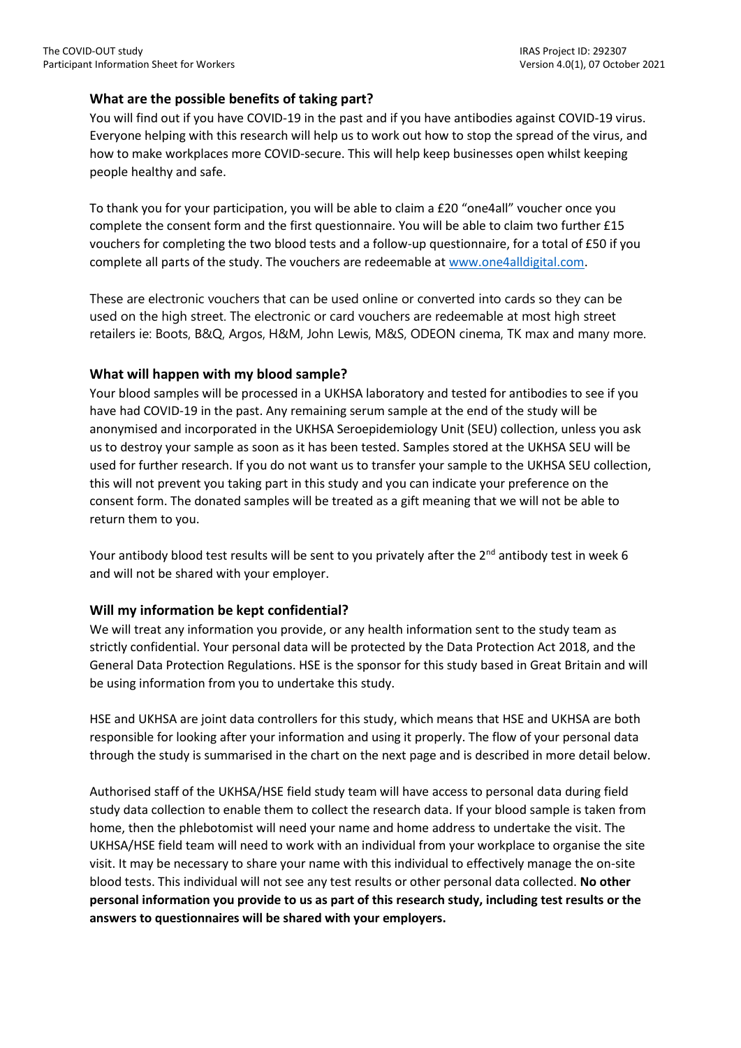### What are the possible benefits of taking part?

You will find out if you have COVID-19 in the past and if you have antibodies against COVID-19 virus. Everyone helping with this research will help us to work out how to stop the spread of the virus, and how to make workplaces more COVID-secure. This will help keep businesses open whilst keeping people healthy and safe.

To thank you for your participation, you will be able to claim a £20 "one4all" voucher once you complete the consent form and the first questionnaire. You will be able to claim two further £15 vouchers for completing the two blood tests and a follow-up questionnaire, for a total of £50 if you complete all parts of the study. The vouchers are redeemable at www.one4alldigital.com.

These are electronic vouchers that can be used online or converted into cards so they can be used on the high street. The electronic or card vouchers are redeemable at most high street retailers ie: Boots, B&Q, Argos, H&M, John Lewis, M&S, ODEON cinema, TK max and many more.

### What will happen with my blood sample?

Your blood samples will be processed in a UKHSA laboratory and tested for antibodies to see if you have had COVID-19 in the past. Any remaining serum sample at the end of the study will be anonymised and incorporated in the UKHSA Seroepidemiology Unit (SEU) collection, unless you ask us to destroy your sample as soon as it has been tested. Samples stored at the UKHSA SEU will be used for further research. If you do not want us to transfer your sample to the UKHSA SEU collection, this will not prevent you taking part in this study and you can indicate your preference on the consent form. The donated samples will be treated as a gift meaning that we will not be able to return them to you.

Your antibody blood test results will be sent to you privately after the 2nd antibody test in week 6 and will not be shared with your employer.

### Will my information be kept confidential?

We will treat any information you provide, or any health information sent to the study team as strictly confidential. Your personal data will be protected by the Data Protection Act 2018, and the General Data Protection Regulations. HSE is the sponsor for this study based in Great Britain and will be using information from you to undertake this study.

HSE and UKHSA are joint data controllers for this study, which means that HSE and UKHSA are both responsible for looking after your information and using it properly. The flow of your personal data through the study is summarised in the chart on the next page and is described in more detail below.

Authorised staff of the UKHSA/HSE field study team will have access to personal data during field study data collection to enable them to collect the research data. If your blood sample is taken from home, then the phlebotomist will need your name and home address to undertake the visit. The UKHSA/HSE field team will need to work with an individual from your workplace to organise the site visit. It may be necessary to share your name with this individual to effectively manage the on-site blood tests. This individual will not see any test results or other personal data collected. **No other personal information you provide to us as part of this research study, including test results or the answers to questionnaires will be shared with your employers.**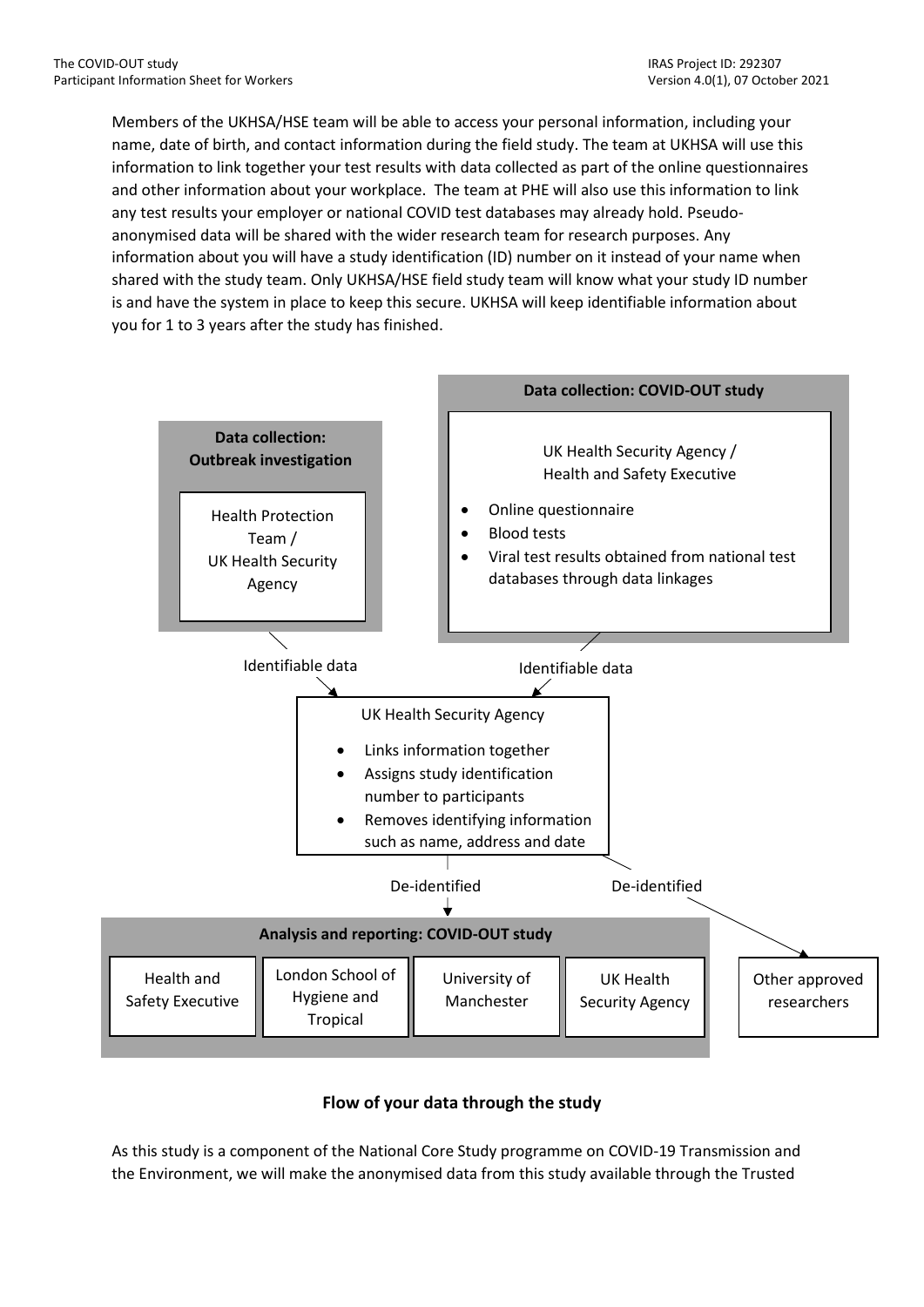Members of the UKHSA/HSE team will be able to access your personal information, including your name, date of birth, and contact information during the field study. The team at UKHSA will use this information to link together your test results with data collected as part of the online questionnaires and other information about your workplace. The team at PHE will also use this information to link any test results your employer or national COVID test databases may already hold. Pseudo-anonymised data will be shared with the wider research team for research purposes. Any information about you will have a study identification (ID) number on it instead of your name when shared with the study team. Only UKHSA/HSE field study team will know what your study ID number is and have the system in place to keep this secure. UKHSA will keep identifiable information about you for 1 to 3 years after the study has finished.

**Data collection: Outbreak investigation**

Health Protection Team / UK Health Security Agency

**Data collection: COVID-OUT study**

UK Health Security Agency / Health and Safety Executive

- Online questionnaire
- Blood tests
- Viral test results obtained from national test databases through data linkages

Identifiable data → UK Health Security Agency ← Identifiable data

UK Health Security Agency

- Links information together
- Assigns study identification number to participants
- Removes identifying information such as name, address and date

De-identified → **Analysis and reporting: COVID-OUT study**: Health and Safety Executive | London School of Hygiene and Tropical | University of Manchester | UK Health Security Agency

De-identified → Other approved researchers

**Flow of your data through the study**

As this study is a component of the National Core Study programme on COVID-19 Transmission and the Environment, we will make the anonymised data from this study available through the Trusted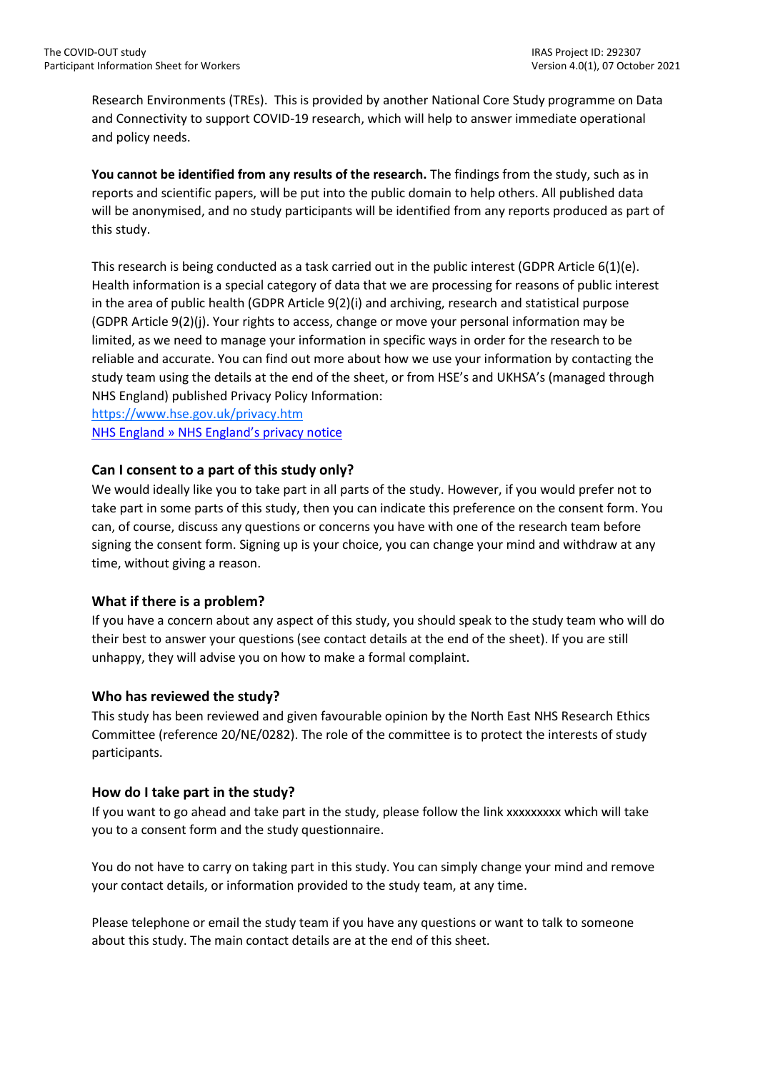Research Environments (TREs). This is provided by another National Core Study programme on Data and Connectivity to support COVID-19 research, which will help to answer immediate operational and policy needs.

**You cannot be identified from any results of the research.** The findings from the study, such as in reports and scientific papers, will be put into the public domain to help others. All published data will be anonymised, and no study participants will be identified from any reports produced as part of this study.

This research is being conducted as a task carried out in the public interest (GDPR Article 6(1)(e). Health information is a special category of data that we are processing for reasons of public interest in the area of public health (GDPR Article 9(2)(i) and archiving, research and statistical purpose (GDPR Article 9(2)(j). Your rights to access, change or move your personal information may be limited, as we need to manage your information in specific ways in order for the research to be reliable and accurate. You can find out more about how we use your information by contacting the study team using the details at the end of the sheet, or from HSE's and UKHSA's (managed through NHS England) published Privacy Policy Information:
https://www.hse.gov.uk/privacy.htm
NHS England » NHS England's privacy notice

### Can I consent to a part of this study only?

We would ideally like you to take part in all parts of the study. However, if you would prefer not to take part in some parts of this study, then you can indicate this preference on the consent form. You can, of course, discuss any questions or concerns you have with one of the research team before signing the consent form. Signing up is your choice, you can change your mind and withdraw at any time, without giving a reason.

### What if there is a problem?

If you have a concern about any aspect of this study, you should speak to the study team who will do their best to answer your questions (see contact details at the end of the sheet). If you are still unhappy, they will advise you on how to make a formal complaint.

### Who has reviewed the study?

This study has been reviewed and given favourable opinion by the North East NHS Research Ethics Committee (reference 20/NE/0282). The role of the committee is to protect the interests of study participants.

### How do I take part in the study?

If you want to go ahead and take part in the study, please follow the link xxxxxxxxx which will take you to a consent form and the study questionnaire.

You do not have to carry on taking part in this study. You can simply change your mind and remove your contact details, or information provided to the study team, at any time.

Please telephone or email the study team if you have any questions or want to talk to someone about this study. The main contact details are at the end of this sheet.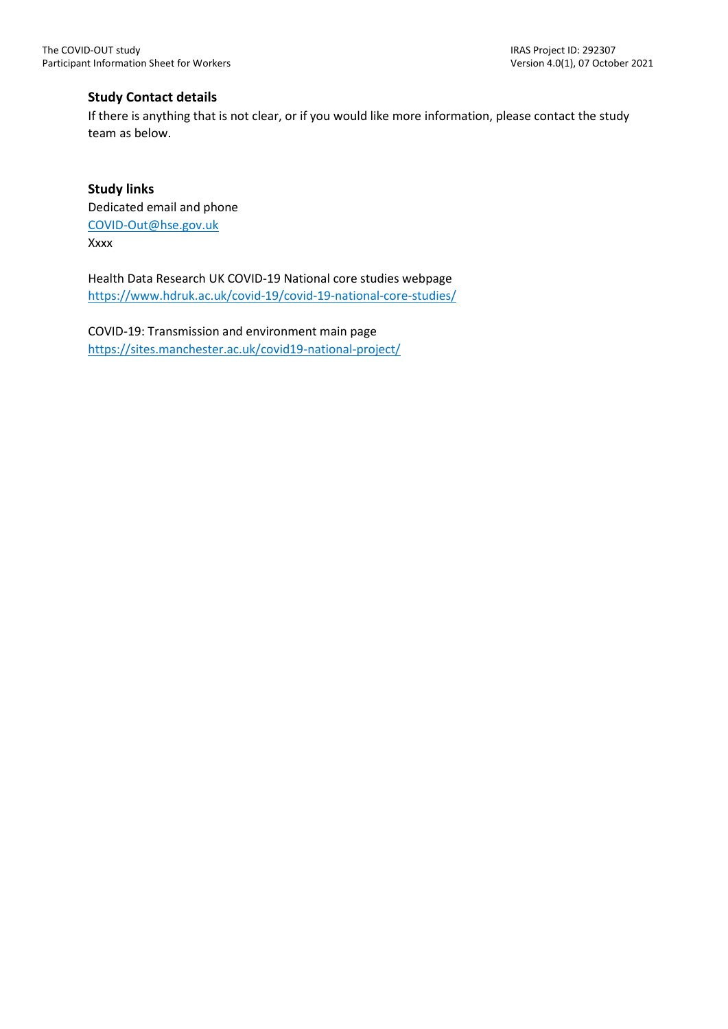## Study Contact details

If there is anything that is not clear, or if you would like more information, please contact the study team as below.

## Study links

Dedicated email and phone
COVID-Out@hse.gov.uk
Xxxx

Health Data Research UK COVID-19 National core studies webpage
https://www.hdruk.ac.uk/covid-19/covid-19-national-core-studies/

COVID-19: Transmission and environment main page
https://sites.manchester.ac.uk/covid19-national-project/